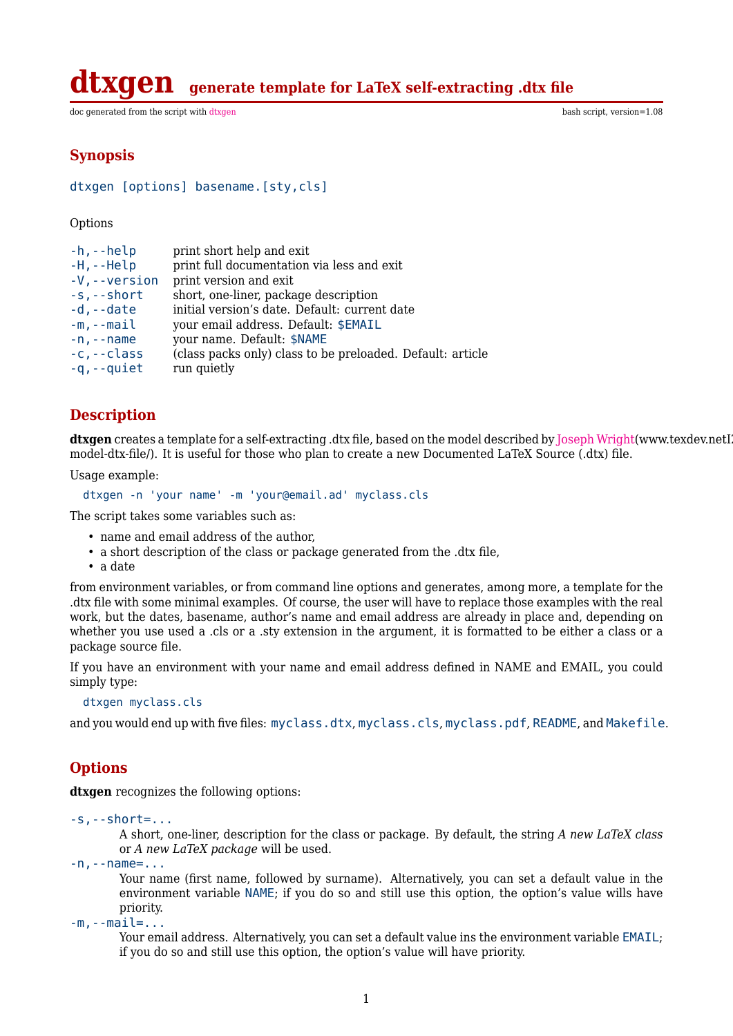# dtxgen generate template for LaTeX self-extracting .dtx file

doc generated from the script with dtxgen | bash script, version=1.08

## Synopsis

`dtxgen [options] basename.[sty,cls]`

Options

| | |
|---|---|
| `-h,--help` | print short help and exit |
| `-H,--Help` | print full documentation via less and exit |
| `-V,--version` | print version and exit |
| `-s,--short` | short, one-liner, package description |
| `-d,--date` | initial version's date. Default: current date |
| `-m,--mail` | your email address. Default: `$EMAIL` |
| `-n,--name` | your name. Default: `$NAME` |
| `-c,--class` | (class packs only) class to be preloaded. Default: article |
| `-q,--quiet` | run quietly |

## Description

**dtxgen** creates a template for a self-extracting .dtx file, based on the model described by Joseph Wright(www.texdev.netI model-dtx-file/). It is useful for those who plan to create a new Documented LaTeX Source (.dtx) file.

Usage example:

```
dtxgen -n 'your name' -m 'your@email.ad' myclass.cls
```

The script takes some variables such as:

- name and email address of the author,
- a short description of the class or package generated from the .dtx file,
- a date

from environment variables, or from command line options and generates, among more, a template for the .dtx file with some minimal examples. Of course, the user will have to replace those examples with the real work, but the dates, basename, author's name and email address are already in place and, depending on whether you use used a .cls or a .sty extension in the argument, it is formatted to be either a class or a package source file.

If you have an environment with your name and email address defined in NAME and EMAIL, you could simply type:

```
dtxgen myclass.cls
```

and you would end up with five files: `myclass.dtx`, `myclass.cls`, `myclass.pdf`, `README`, and `Makefile`.

## Options

**dtxgen** recognizes the following options:

`-s,--short=...`
: A short, one-liner, description for the class or package. By default, the string *A new LaTeX class* or *A new LaTeX package* will be used.

`-n,--name=...`
: Your name (first name, followed by surname). Alternatively, you can set a default value in the environment variable `NAME`; if you do so and still use this option, the option's value wills have priority.

`-m,--mail=...`
: Your email address. Alternatively, you can set a default value ins the environment variable `EMAIL`; if you do so and still use this option, the option's value will have priority.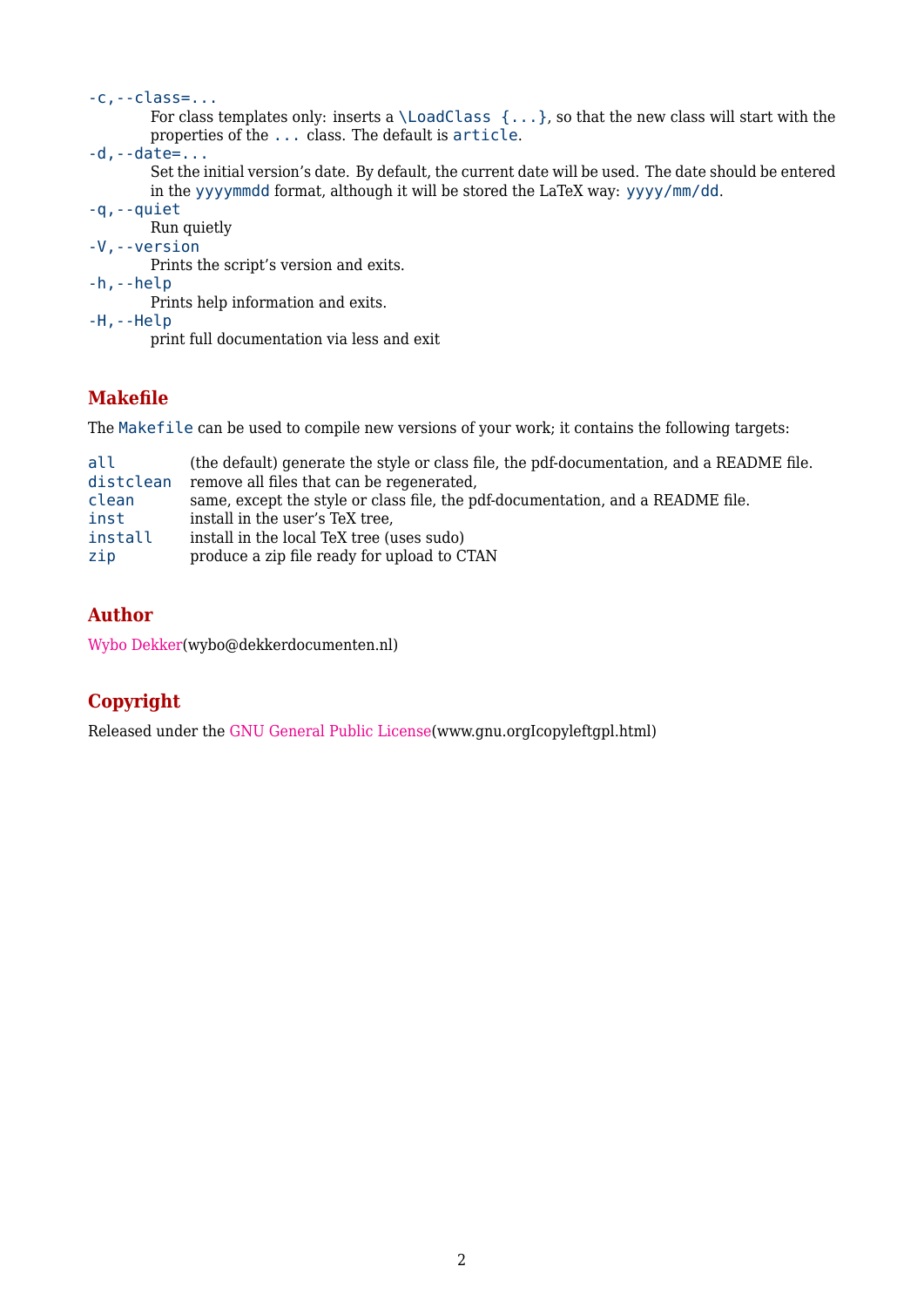`-c,--class=...`
: For class templates only: inserts a `\LoadClass {...}`, so that the new class will start with the properties of the `...` class. The default is `article`.

`-d,--date=...`
: Set the initial version's date. By default, the current date will be used. The date should be entered in the `yyyymmdd` format, although it will be stored the LaTeX way: `yyyy/mm/dd`.

`-q,--quiet`
: Run quietly

`-V,--version`
: Prints the script's version and exits.

`-h,--help`
: Prints help information and exits.

`-H,--Help`
: print full documentation via less and exit

## Makefile

The `Makefile` can be used to compile new versions of your work; it contains the following targets:

| | |
|---|---|
| `all` | (the default) generate the style or class file, the pdf-documentation, and a README file. |
| `distclean` | remove all files that can be regenerated, |
| `clean` | same, except the style or class file, the pdf-documentation, and a README file. |
| `inst` | install in the user's TeX tree, |
| `install` | install in the local TeX tree (uses sudo) |
| `zip` | produce a zip file ready for upload to CTAN |

## Author

Wybo Dekker(wybo@dekkerdocumenten.nl)

## Copyright

Released under the GNU General Public License(www.gnu.orgIcopyleftgpl.html)